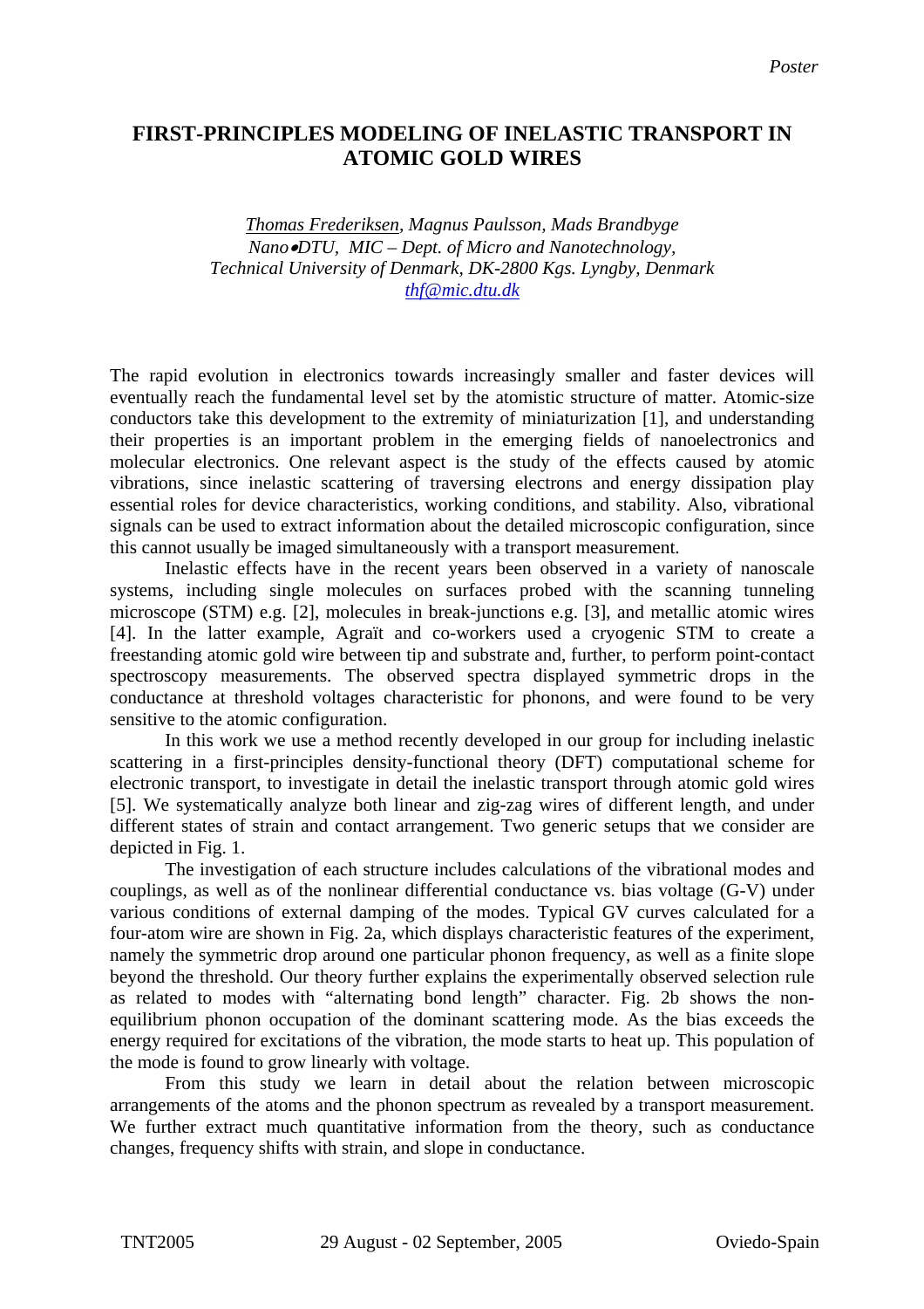*Poster*

# FIRST-PRINCIPLES MODELING OF INELASTIC TRANSPORT IN ATOMIC GOLD WIRES

*Thomas Frederiksen, Magnus Paulsson, Mads Brandbyge*
*Nano•DTU, MIC – Dept. of Micro and Nanotechnology,*
*Technical University of Denmark, DK-2800 Kgs. Lyngby, Denmark*
*thf@mic.dtu.dk*

The rapid evolution in electronics towards increasingly smaller and faster devices will eventually reach the fundamental level set by the atomistic structure of matter. Atomic-size conductors take this development to the extremity of miniaturization [1], and understanding their properties is an important problem in the emerging fields of nanoelectronics and molecular electronics. One relevant aspect is the study of the effects caused by atomic vibrations, since inelastic scattering of traversing electrons and energy dissipation play essential roles for device characteristics, working conditions, and stability. Also, vibrational signals can be used to extract information about the detailed microscopic configuration, since this cannot usually be imaged simultaneously with a transport measurement.

Inelastic effects have in the recent years been observed in a variety of nanoscale systems, including single molecules on surfaces probed with the scanning tunneling microscope (STM) e.g. [2], molecules in break-junctions e.g. [3], and metallic atomic wires [4]. In the latter example, Agraït and co-workers used a cryogenic STM to create a freestanding atomic gold wire between tip and substrate and, further, to perform point-contact spectroscopy measurements. The observed spectra displayed symmetric drops in the conductance at threshold voltages characteristic for phonons, and were found to be very sensitive to the atomic configuration.

In this work we use a method recently developed in our group for including inelastic scattering in a first-principles density-functional theory (DFT) computational scheme for electronic transport, to investigate in detail the inelastic transport through atomic gold wires [5]. We systematically analyze both linear and zig-zag wires of different length, and under different states of strain and contact arrangement. Two generic setups that we consider are depicted in Fig. 1.

The investigation of each structure includes calculations of the vibrational modes and couplings, as well as of the nonlinear differential conductance vs. bias voltage (G-V) under various conditions of external damping of the modes. Typical GV curves calculated for a four-atom wire are shown in Fig. 2a, which displays characteristic features of the experiment, namely the symmetric drop around one particular phonon frequency, as well as a finite slope beyond the threshold. Our theory further explains the experimentally observed selection rule as related to modes with "alternating bond length" character. Fig. 2b shows the non-equilibrium phonon occupation of the dominant scattering mode. As the bias exceeds the energy required for excitations of the vibration, the mode starts to heat up. This population of the mode is found to grow linearly with voltage.

From this study we learn in detail about the relation between microscopic arrangements of the atoms and the phonon spectrum as revealed by a transport measurement. We further extract much quantitative information from the theory, such as conductance changes, frequency shifts with strain, and slope in conductance.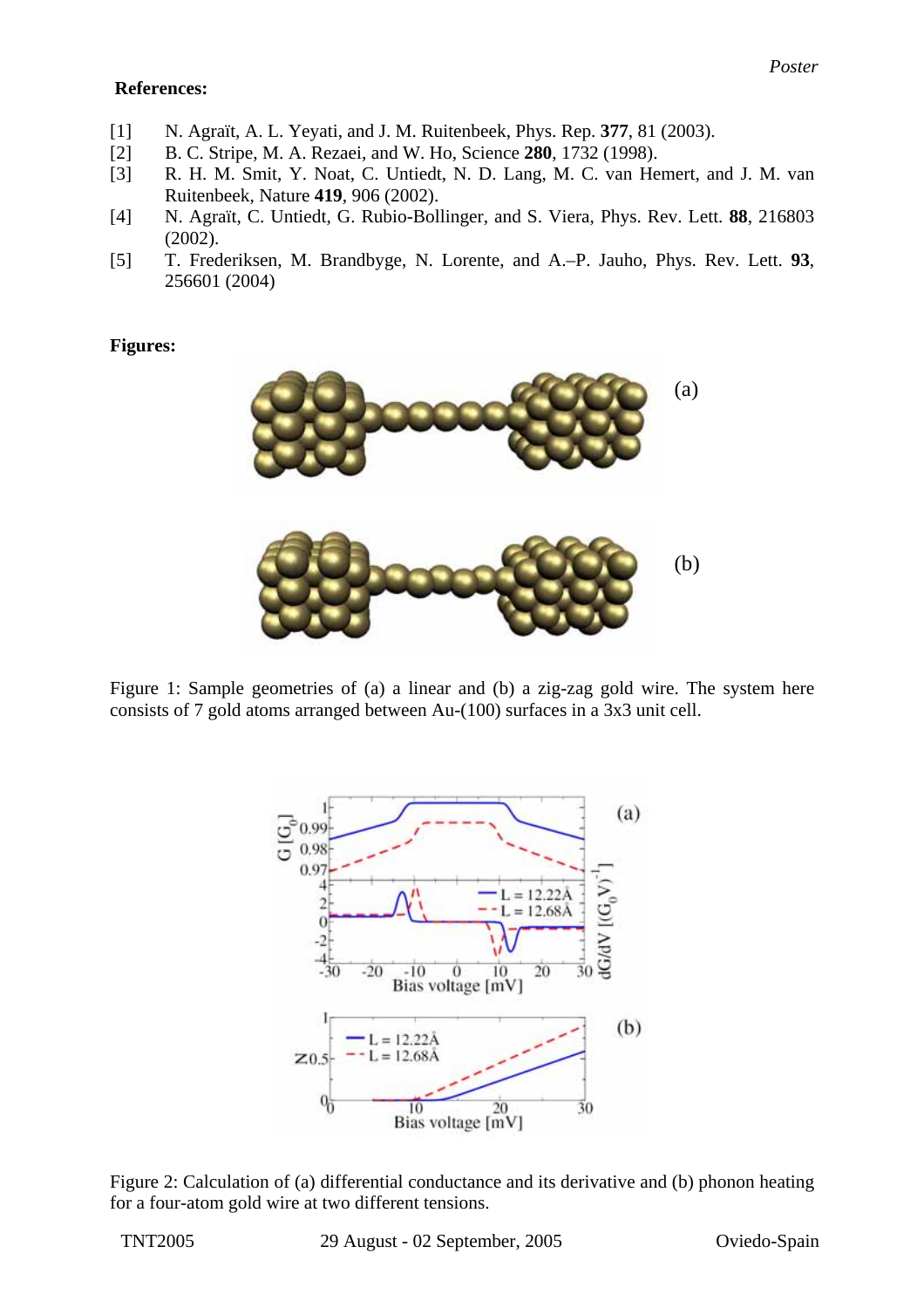**References:**

[1] N. Agraït, A. L. Yeyati, and J. M. Ruitenbeek, Phys. Rep. **377**, 81 (2003).
[2] B. C. Stripe, M. A. Rezaei, and W. Ho, Science **280**, 1732 (1998).
[3] R. H. M. Smit, Y. Noat, C. Untiedt, N. D. Lang, M. C. van Hemert, and J. M. van Ruitenbeek, Nature **419**, 906 (2002).
[4] N. Agraït, C. Untiedt, G. Rubio-Bollinger, and S. Viera, Phys. Rev. Lett. **88**, 216803 (2002).
[5] T. Frederiksen, M. Brandbyge, N. Lorente, and A.–P. Jauho, Phys. Rev. Lett. **93**, 256601 (2004)

**Figures:**

(a)

(b)

Figure 1: Sample geometries of (a) a linear and (b) a zig-zag gold wire. The system here consists of 7 gold atoms arranged between Au-(100) surfaces in a 3x3 unit cell.

(a)

G [G0]

1
0.99
0.98
0.97

dG/dV [(G0 V)-1]

4
2
0
-2
-4

L = 12.22Å
L = 12.68Å

-30 -20 -10 0 10 20 30
Bias voltage [mV]

(b)

N

1
0.5
0

L = 12.22Å
L = 12.68Å

0 10 20 30
Bias voltage [mV]

Figure 2: Calculation of (a) differential conductance and its derivative and (b) phonon heating for a four-atom gold wire at two different tensions.